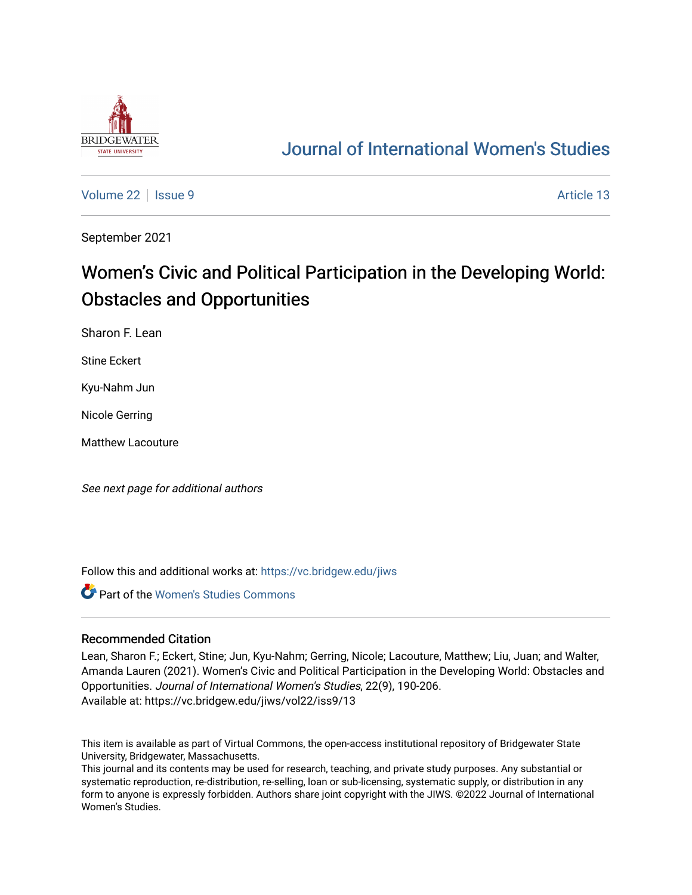Journal of International Women's Studies

Volume 22 | Issue 9 | Article 13

September 2021

# Women's Civic and Political Participation in the Developing World: Obstacles and Opportunities

Sharon F. Lean

Stine Eckert

Kyu-Nahm Jun

Nicole Gerring

Matthew Lacouture

*See next page for additional authors*

Follow this and additional works at: https://vc.bridgew.edu/jiws

Part of the Women's Studies Commons

## Recommended Citation

Lean, Sharon F.; Eckert, Stine; Jun, Kyu-Nahm; Gerring, Nicole; Lacouture, Matthew; Liu, Juan; and Walter, Amanda Lauren (2021). Women's Civic and Political Participation in the Developing World: Obstacles and Opportunities. *Journal of International Women's Studies*, 22(9), 190-206.
Available at: https://vc.bridgew.edu/jiws/vol22/iss9/13

This item is available as part of Virtual Commons, the open-access institutional repository of Bridgewater State University, Bridgewater, Massachusetts.
This journal and its contents may be used for research, teaching, and private study purposes. Any substantial or systematic reproduction, re-distribution, re-selling, loan or sub-licensing, systematic supply, or distribution in any form to anyone is expressly forbidden. Authors share joint copyright with the JIWS. ©2022 Journal of International Women's Studies.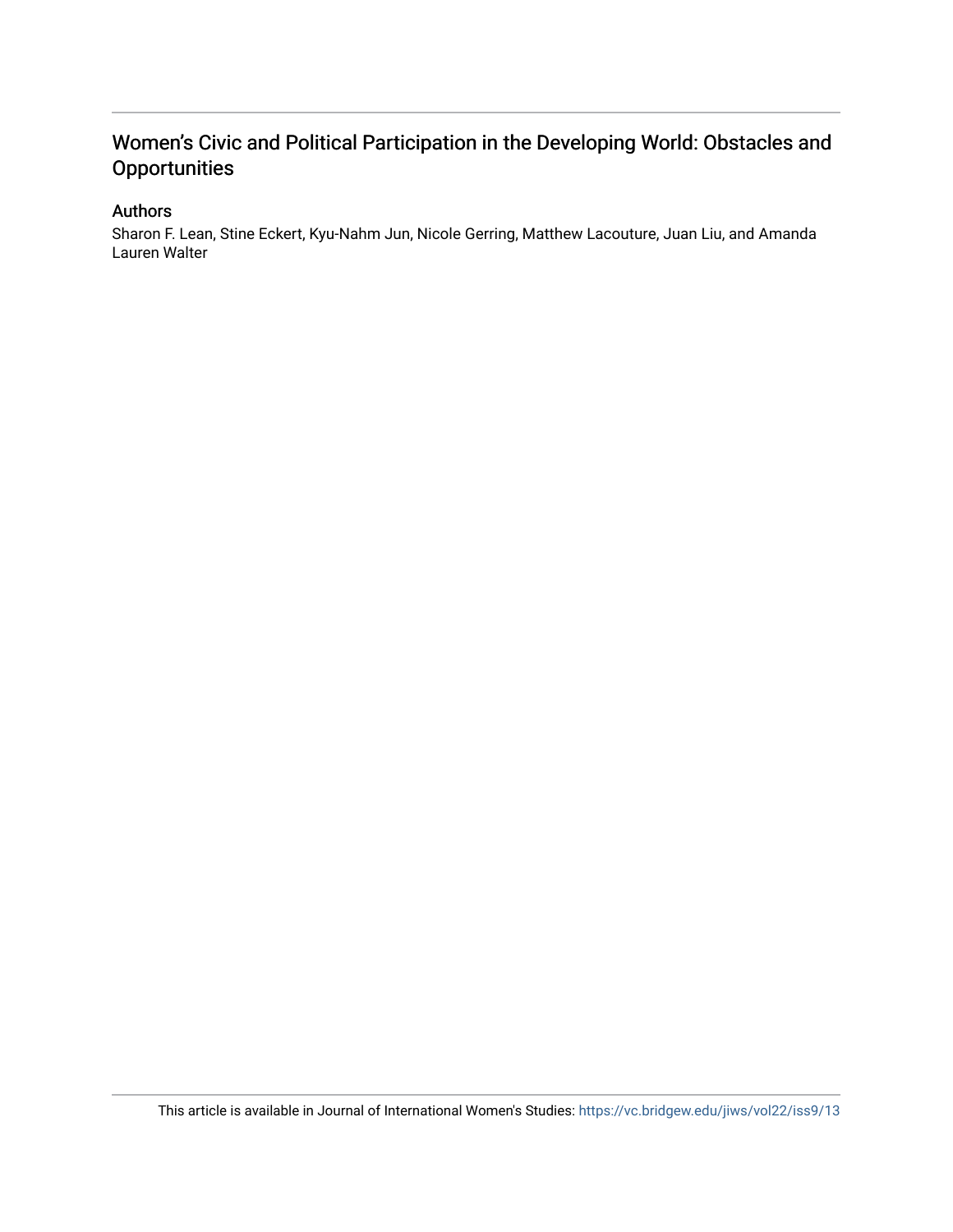# Women's Civic and Political Participation in the Developing World: Obstacles and Opportunities

## Authors

Sharon F. Lean, Stine Eckert, Kyu-Nahm Jun, Nicole Gerring, Matthew Lacouture, Juan Liu, and Amanda Lauren Walter

This article is available in Journal of International Women's Studies: https://vc.bridgew.edu/jiws/vol22/iss9/13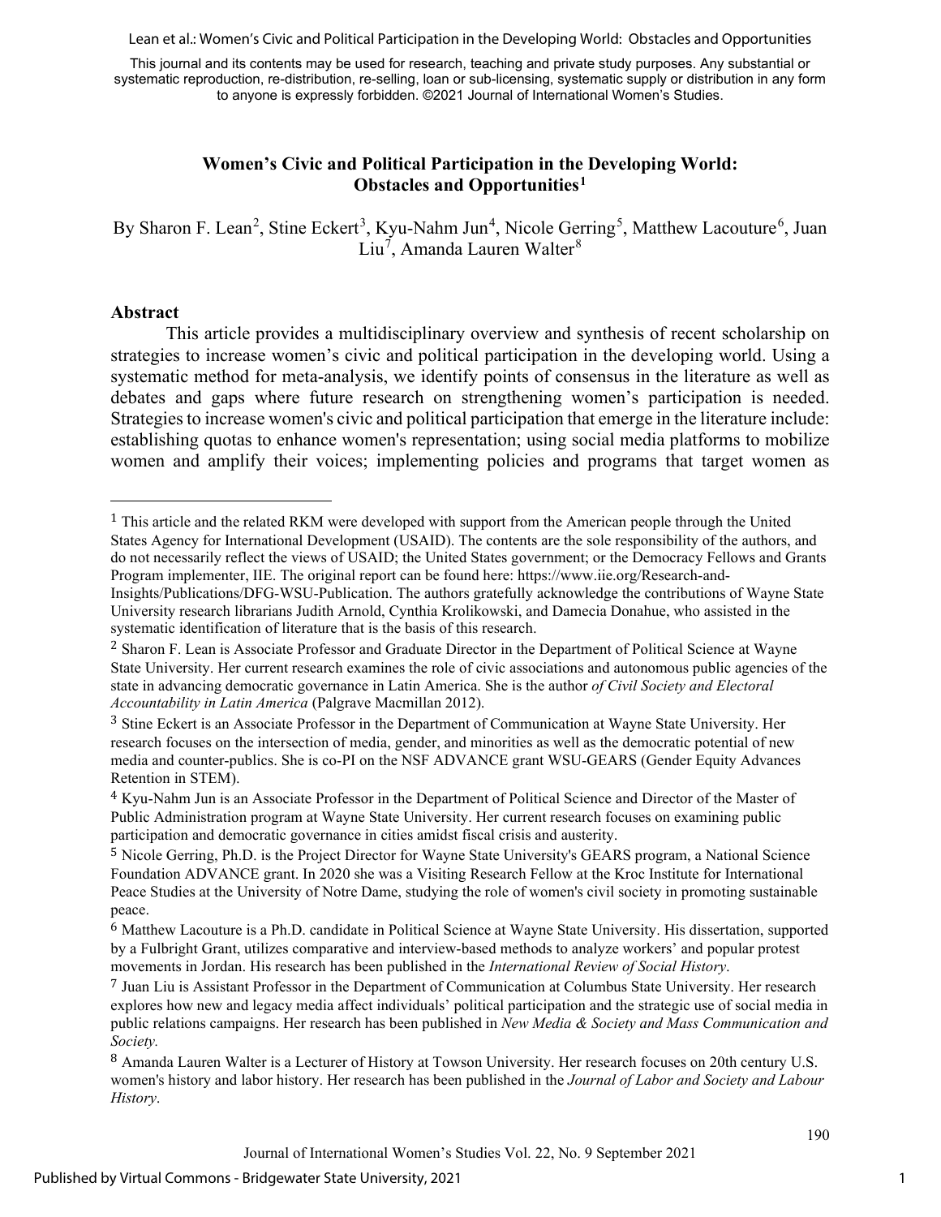This journal and its contents may be used for research, teaching and private study purposes. Any substantial or systematic reproduction, re-distribution, re-selling, loan or sub-licensing, systematic supply or distribution in any form to anyone is expressly forbidden. ©2021 Journal of International Women's Studies.

## Women's Civic and Political Participation in the Developing World: Obstacles and Opportunities[1]

By Sharon F. Lean[2], Stine Eckert[3], Kyu-Nahm Jun[4], Nicole Gerring[5], Matthew Lacouture[6], Juan Liu[7], Amanda Lauren Walter[8]

### Abstract

This article provides a multidisciplinary overview and synthesis of recent scholarship on strategies to increase women's civic and political participation in the developing world. Using a systematic method for meta-analysis, we identify points of consensus in the literature as well as debates and gaps where future research on strengthening women's participation is needed. Strategies to increase women's civic and political participation that emerge in the literature include: establishing quotas to enhance women's representation; using social media platforms to mobilize women and amplify their voices; implementing policies and programs that target women as

---

[1] This article and the related RKM were developed with support from the American people through the United States Agency for International Development (USAID). The contents are the sole responsibility of the authors, and do not necessarily reflect the views of USAID; the United States government; or the Democracy Fellows and Grants Program implementer, IIE. The original report can be found here: https://www.iie.org/Research-and-Insights/Publications/DFG-WSU-Publication. The authors gratefully acknowledge the contributions of Wayne State University research librarians Judith Arnold, Cynthia Krolikowski, and Damecia Donahue, who assisted in the systematic identification of literature that is the basis of this research.

[2] Sharon F. Lean is Associate Professor and Graduate Director in the Department of Political Science at Wayne State University. Her current research examines the role of civic associations and autonomous public agencies of the state in advancing democratic governance in Latin America. She is the author *of Civil Society and Electoral Accountability in Latin America* (Palgrave Macmillan 2012).

[3] Stine Eckert is an Associate Professor in the Department of Communication at Wayne State University. Her research focuses on the intersection of media, gender, and minorities as well as the democratic potential of new media and counter-publics. She is co-PI on the NSF ADVANCE grant WSU-GEARS (Gender Equity Advances Retention in STEM).

[4] Kyu-Nahm Jun is an Associate Professor in the Department of Political Science and Director of the Master of Public Administration program at Wayne State University. Her current research focuses on examining public participation and democratic governance in cities amidst fiscal crisis and austerity.

[5] Nicole Gerring, Ph.D. is the Project Director for Wayne State University's GEARS program, a National Science Foundation ADVANCE grant. In 2020 she was a Visiting Research Fellow at the Kroc Institute for International Peace Studies at the University of Notre Dame, studying the role of women's civil society in promoting sustainable peace.

[6] Matthew Lacouture is a Ph.D. candidate in Political Science at Wayne State University. His dissertation, supported by a Fulbright Grant, utilizes comparative and interview-based methods to analyze workers' and popular protest movements in Jordan. His research has been published in the *International Review of Social History*.

[7] Juan Liu is Assistant Professor in the Department of Communication at Columbus State University. Her research explores how new and legacy media affect individuals' political participation and the strategic use of social media in public relations campaigns. Her research has been published in *New Media & Society and Mass Communication and Society.*

[8] Amanda Lauren Walter is a Lecturer of History at Towson University. Her research focuses on 20th century U.S. women's history and labor history. Her research has been published in the *Journal of Labor and Society and Labour History*.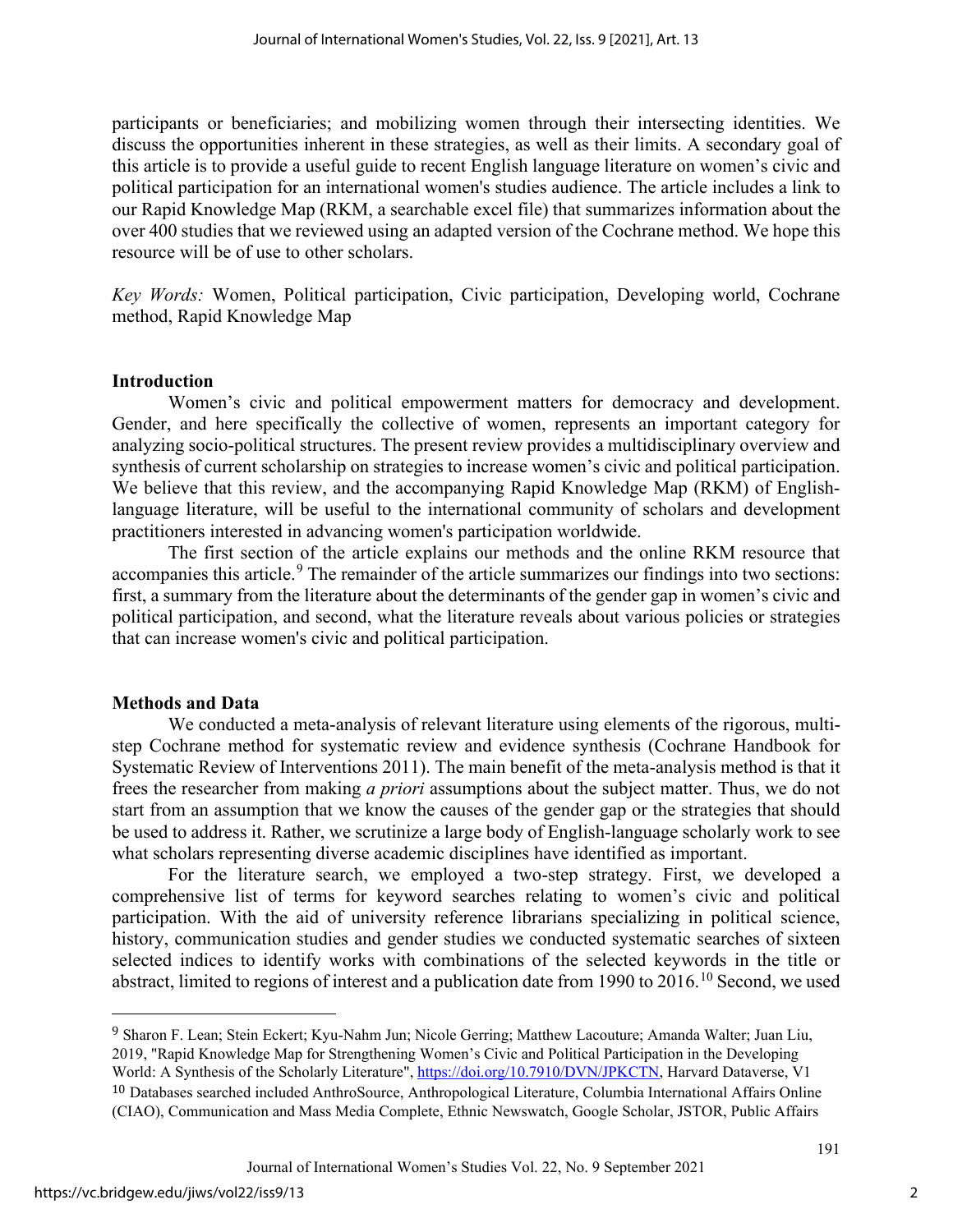participants or beneficiaries; and mobilizing women through their intersecting identities. We discuss the opportunities inherent in these strategies, as well as their limits. A secondary goal of this article is to provide a useful guide to recent English language literature on women's civic and political participation for an international women's studies audience. The article includes a link to our Rapid Knowledge Map (RKM, a searchable excel file) that summarizes information about the over 400 studies that we reviewed using an adapted version of the Cochrane method. We hope this resource will be of use to other scholars.

*Key Words:* Women, Political participation, Civic participation, Developing world, Cochrane method, Rapid Knowledge Map

## Introduction

Women's civic and political empowerment matters for democracy and development. Gender, and here specifically the collective of women, represents an important category for analyzing socio-political structures. The present review provides a multidisciplinary overview and synthesis of current scholarship on strategies to increase women's civic and political participation. We believe that this review, and the accompanying Rapid Knowledge Map (RKM) of English-language literature, will be useful to the international community of scholars and development practitioners interested in advancing women's participation worldwide.

The first section of the article explains our methods and the online RKM resource that accompanies this article.[9] The remainder of the article summarizes our findings into two sections: first, a summary from the literature about the determinants of the gender gap in women's civic and political participation, and second, what the literature reveals about various policies or strategies that can increase women's civic and political participation.

## Methods and Data

We conducted a meta-analysis of relevant literature using elements of the rigorous, multi-step Cochrane method for systematic review and evidence synthesis (Cochrane Handbook for Systematic Review of Interventions 2011). The main benefit of the meta-analysis method is that it frees the researcher from making *a priori* assumptions about the subject matter. Thus, we do not start from an assumption that we know the causes of the gender gap or the strategies that should be used to address it. Rather, we scrutinize a large body of English-language scholarly work to see what scholars representing diverse academic disciplines have identified as important.

For the literature search, we employed a two-step strategy. First, we developed a comprehensive list of terms for keyword searches relating to women's civic and political participation. With the aid of university reference librarians specializing in political science, history, communication studies and gender studies we conducted systematic searches of sixteen selected indices to identify works with combinations of the selected keywords in the title or abstract, limited to regions of interest and a publication date from 1990 to 2016.[10] Second, we used

---

[9] Sharon F. Lean; Stein Eckert; Kyu-Nahm Jun; Nicole Gerring; Matthew Lacouture; Amanda Walter; Juan Liu, 2019, "Rapid Knowledge Map for Strengthening Women's Civic and Political Participation in the Developing World: A Synthesis of the Scholarly Literature", https://doi.org/10.7910/DVN/JPKCTN, Harvard Dataverse, V1

[10] Databases searched included AnthroSource, Anthropological Literature, Columbia International Affairs Online (CIAO), Communication and Mass Media Complete, Ethnic Newswatch, Google Scholar, JSTOR, Public Affairs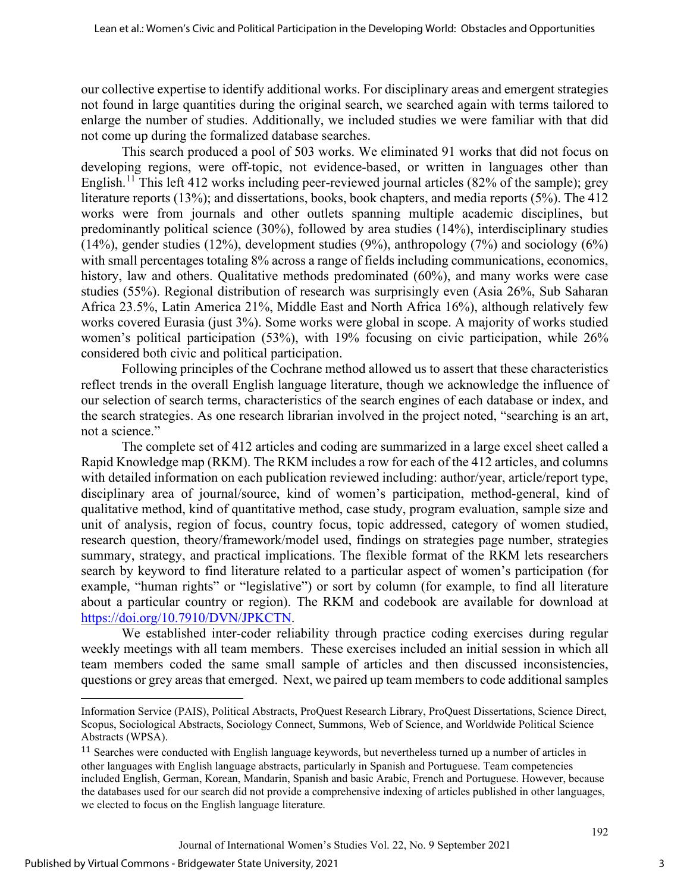our collective expertise to identify additional works. For disciplinary areas and emergent strategies not found in large quantities during the original search, we searched again with terms tailored to enlarge the number of studies. Additionally, we included studies we were familiar with that did not come up during the formalized database searches.

This search produced a pool of 503 works. We eliminated 91 works that did not focus on developing regions, were off-topic, not evidence-based, or written in languages other than English.[11] This left 412 works including peer-reviewed journal articles (82% of the sample); grey literature reports (13%); and dissertations, books, book chapters, and media reports (5%). The 412 works were from journals and other outlets spanning multiple academic disciplines, but predominantly political science (30%), followed by area studies (14%), interdisciplinary studies (14%), gender studies (12%), development studies (9%), anthropology (7%) and sociology (6%) with small percentages totaling 8% across a range of fields including communications, economics, history, law and others. Qualitative methods predominated (60%), and many works were case studies (55%). Regional distribution of research was surprisingly even (Asia 26%, Sub Saharan Africa 23.5%, Latin America 21%, Middle East and North Africa 16%), although relatively few works covered Eurasia (just 3%). Some works were global in scope. A majority of works studied women's political participation (53%), with 19% focusing on civic participation, while 26% considered both civic and political participation.

Following principles of the Cochrane method allowed us to assert that these characteristics reflect trends in the overall English language literature, though we acknowledge the influence of our selection of search terms, characteristics of the search engines of each database or index, and the search strategies. As one research librarian involved in the project noted, "searching is an art, not a science."

The complete set of 412 articles and coding are summarized in a large excel sheet called a Rapid Knowledge map (RKM). The RKM includes a row for each of the 412 articles, and columns with detailed information on each publication reviewed including: author/year, article/report type, disciplinary area of journal/source, kind of women's participation, method-general, kind of qualitative method, kind of quantitative method, case study, program evaluation, sample size and unit of analysis, region of focus, country focus, topic addressed, category of women studied, research question, theory/framework/model used, findings on strategies page number, strategies summary, strategy, and practical implications. The flexible format of the RKM lets researchers search by keyword to find literature related to a particular aspect of women's participation (for example, "human rights" or "legislative") or sort by column (for example, to find all literature about a particular country or region). The RKM and codebook are available for download at https://doi.org/10.7910/DVN/JPKCTN.

We established inter-coder reliability through practice coding exercises during regular weekly meetings with all team members. These exercises included an initial session in which all team members coded the same small sample of articles and then discussed inconsistencies, questions or grey areas that emerged. Next, we paired up team members to code additional samples

---

Information Service (PAIS), Political Abstracts, ProQuest Research Library, ProQuest Dissertations, Science Direct, Scopus, Sociological Abstracts, Sociology Connect, Summons, Web of Science, and Worldwide Political Science Abstracts (WPSA).

[11] Searches were conducted with English language keywords, but nevertheless turned up a number of articles in other languages with English language abstracts, particularly in Spanish and Portuguese. Team competencies included English, German, Korean, Mandarin, Spanish and basic Arabic, French and Portuguese. However, because the databases used for our search did not provide a comprehensive indexing of articles published in other languages, we elected to focus on the English language literature.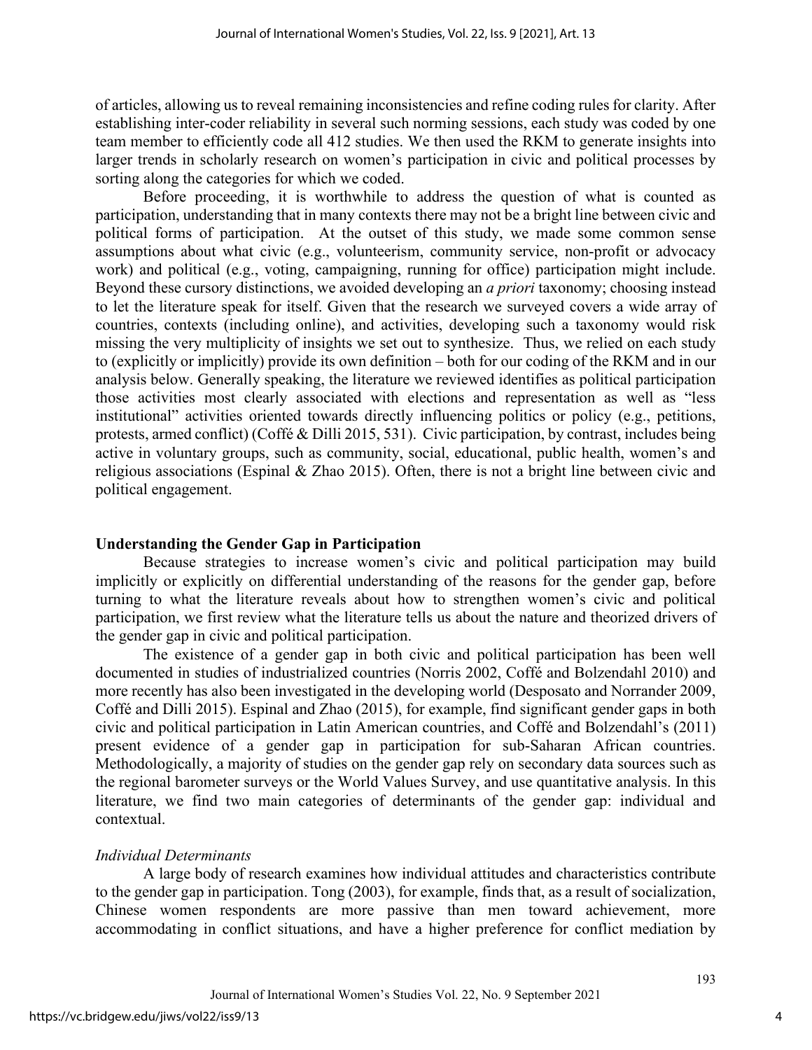of articles, allowing us to reveal remaining inconsistencies and refine coding rules for clarity. After establishing inter-coder reliability in several such norming sessions, each study was coded by one team member to efficiently code all 412 studies. We then used the RKM to generate insights into larger trends in scholarly research on women's participation in civic and political processes by sorting along the categories for which we coded.

Before proceeding, it is worthwhile to address the question of what is counted as participation, understanding that in many contexts there may not be a bright line between civic and political forms of participation. At the outset of this study, we made some common sense assumptions about what civic (e.g., volunteerism, community service, non-profit or advocacy work) and political (e.g., voting, campaigning, running for office) participation might include. Beyond these cursory distinctions, we avoided developing an *a priori* taxonomy; choosing instead to let the literature speak for itself. Given that the research we surveyed covers a wide array of countries, contexts (including online), and activities, developing such a taxonomy would risk missing the very multiplicity of insights we set out to synthesize. Thus, we relied on each study to (explicitly or implicitly) provide its own definition – both for our coding of the RKM and in our analysis below. Generally speaking, the literature we reviewed identifies as political participation those activities most clearly associated with elections and representation as well as "less institutional" activities oriented towards directly influencing politics or policy (e.g., petitions, protests, armed conflict) (Coffé & Dilli 2015, 531). Civic participation, by contrast, includes being active in voluntary groups, such as community, social, educational, public health, women's and religious associations (Espinal & Zhao 2015). Often, there is not a bright line between civic and political engagement.

## Understanding the Gender Gap in Participation

Because strategies to increase women's civic and political participation may build implicitly or explicitly on differential understanding of the reasons for the gender gap, before turning to what the literature reveals about how to strengthen women's civic and political participation, we first review what the literature tells us about the nature and theorized drivers of the gender gap in civic and political participation.

The existence of a gender gap in both civic and political participation has been well documented in studies of industrialized countries (Norris 2002, Coffé and Bolzendahl 2010) and more recently has also been investigated in the developing world (Desposato and Norrander 2009, Coffé and Dilli 2015). Espinal and Zhao (2015), for example, find significant gender gaps in both civic and political participation in Latin American countries, and Coffé and Bolzendahl's (2011) present evidence of a gender gap in participation for sub-Saharan African countries. Methodologically, a majority of studies on the gender gap rely on secondary data sources such as the regional barometer surveys or the World Values Survey, and use quantitative analysis. In this literature, we find two main categories of determinants of the gender gap: individual and contextual.

### *Individual Determinants*

A large body of research examines how individual attitudes and characteristics contribute to the gender gap in participation. Tong (2003), for example, finds that, as a result of socialization, Chinese women respondents are more passive than men toward achievement, more accommodating in conflict situations, and have a higher preference for conflict mediation by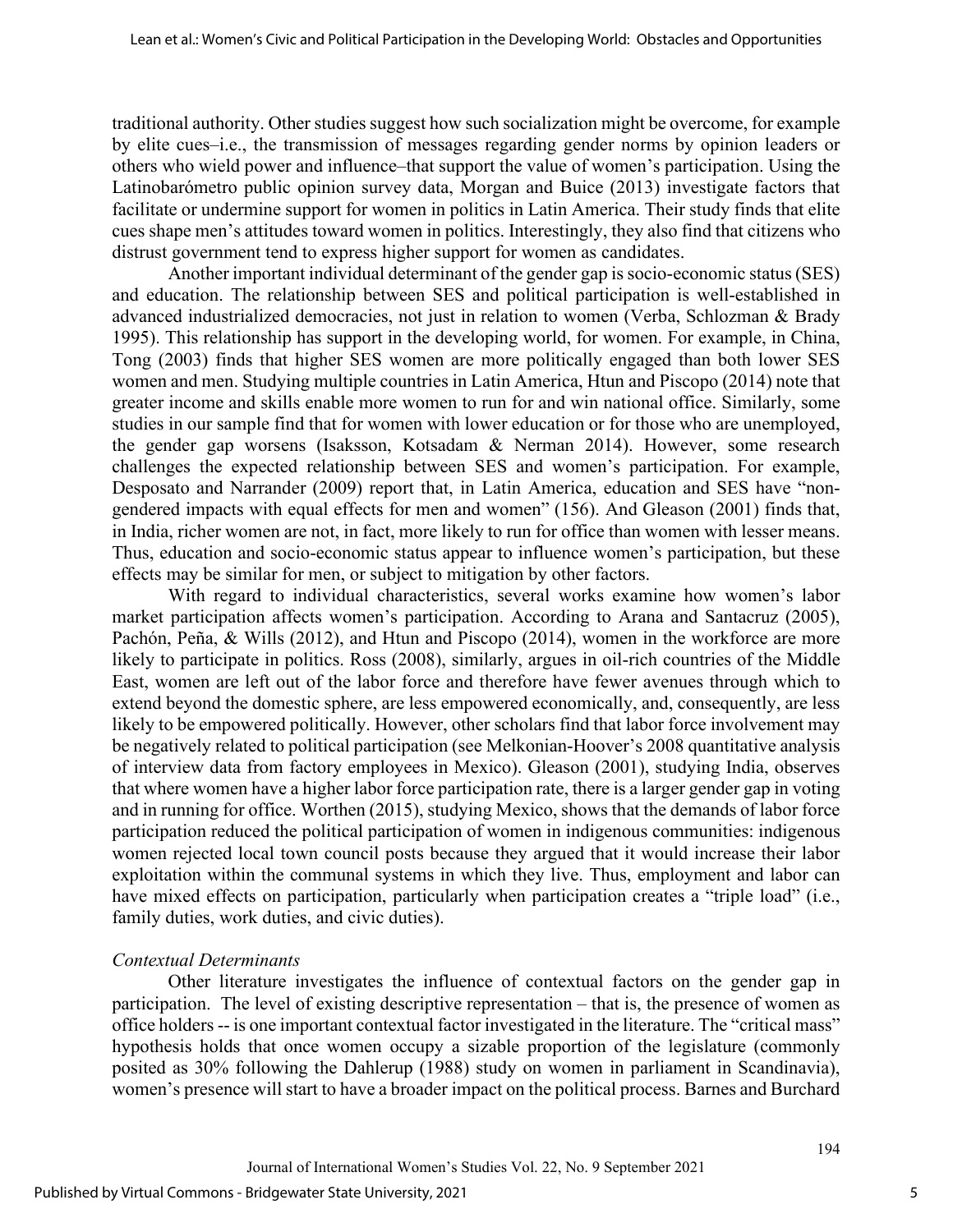traditional authority. Other studies suggest how such socialization might be overcome, for example by elite cues–i.e., the transmission of messages regarding gender norms by opinion leaders or others who wield power and influence–that support the value of women's participation. Using the Latinobarómetro public opinion survey data, Morgan and Buice (2013) investigate factors that facilitate or undermine support for women in politics in Latin America. Their study finds that elite cues shape men's attitudes toward women in politics. Interestingly, they also find that citizens who distrust government tend to express higher support for women as candidates.

Another important individual determinant of the gender gap is socio-economic status (SES) and education. The relationship between SES and political participation is well-established in advanced industrialized democracies, not just in relation to women (Verba, Schlozman & Brady 1995). This relationship has support in the developing world, for women. For example, in China, Tong (2003) finds that higher SES women are more politically engaged than both lower SES women and men. Studying multiple countries in Latin America, Htun and Piscopo (2014) note that greater income and skills enable more women to run for and win national office. Similarly, some studies in our sample find that for women with lower education or for those who are unemployed, the gender gap worsens (Isaksson, Kotsadam & Nerman 2014). However, some research challenges the expected relationship between SES and women's participation. For example, Desposato and Narrander (2009) report that, in Latin America, education and SES have "non-gendered impacts with equal effects for men and women" (156). And Gleason (2001) finds that, in India, richer women are not, in fact, more likely to run for office than women with lesser means. Thus, education and socio-economic status appear to influence women's participation, but these effects may be similar for men, or subject to mitigation by other factors.

With regard to individual characteristics, several works examine how women's labor market participation affects women's participation. According to Arana and Santacruz (2005), Pachón, Peña, & Wills (2012), and Htun and Piscopo (2014), women in the workforce are more likely to participate in politics. Ross (2008), similarly, argues in oil-rich countries of the Middle East, women are left out of the labor force and therefore have fewer avenues through which to extend beyond the domestic sphere, are less empowered economically, and, consequently, are less likely to be empowered politically. However, other scholars find that labor force involvement may be negatively related to political participation (see Melkonian-Hoover's 2008 quantitative analysis of interview data from factory employees in Mexico). Gleason (2001), studying India, observes that where women have a higher labor force participation rate, there is a larger gender gap in voting and in running for office. Worthen (2015), studying Mexico, shows that the demands of labor force participation reduced the political participation of women in indigenous communities: indigenous women rejected local town council posts because they argued that it would increase their labor exploitation within the communal systems in which they live. Thus, employment and labor can have mixed effects on participation, particularly when participation creates a "triple load" (i.e., family duties, work duties, and civic duties).

### *Contextual Determinants*

Other literature investigates the influence of contextual factors on the gender gap in participation. The level of existing descriptive representation – that is, the presence of women as office holders -- is one important contextual factor investigated in the literature. The "critical mass" hypothesis holds that once women occupy a sizable proportion of the legislature (commonly posited as 30% following the Dahlerup (1988) study on women in parliament in Scandinavia), women's presence will start to have a broader impact on the political process. Barnes and Burchard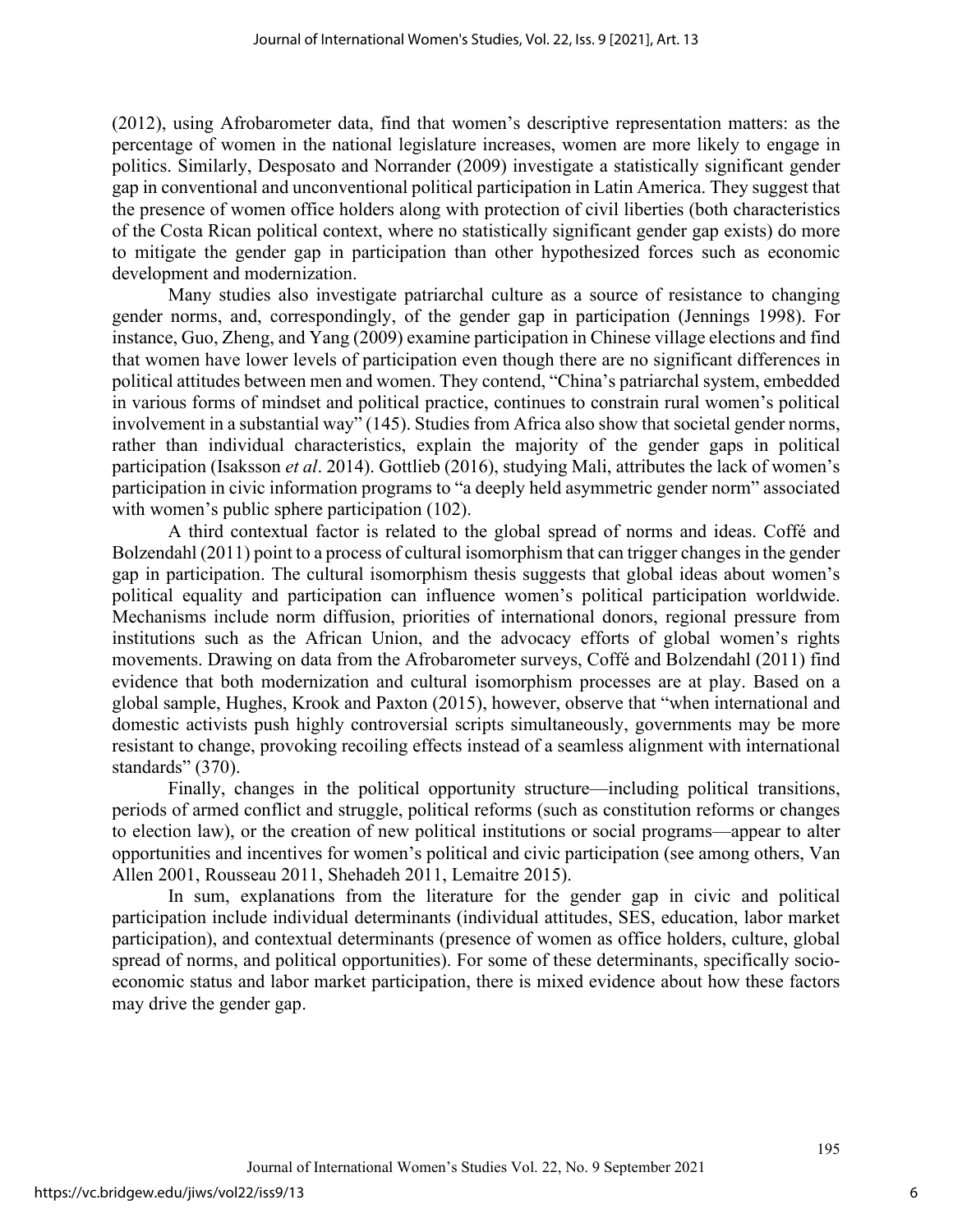(2012), using Afrobarometer data, find that women's descriptive representation matters: as the percentage of women in the national legislature increases, women are more likely to engage in politics. Similarly, Desposato and Norrander (2009) investigate a statistically significant gender gap in conventional and unconventional political participation in Latin America. They suggest that the presence of women office holders along with protection of civil liberties (both characteristics of the Costa Rican political context, where no statistically significant gender gap exists) do more to mitigate the gender gap in participation than other hypothesized forces such as economic development and modernization.

Many studies also investigate patriarchal culture as a source of resistance to changing gender norms, and, correspondingly, of the gender gap in participation (Jennings 1998). For instance, Guo, Zheng, and Yang (2009) examine participation in Chinese village elections and find that women have lower levels of participation even though there are no significant differences in political attitudes between men and women. They contend, "China's patriarchal system, embedded in various forms of mindset and political practice, continues to constrain rural women's political involvement in a substantial way" (145). Studies from Africa also show that societal gender norms, rather than individual characteristics, explain the majority of the gender gaps in political participation (Isaksson *et al*. 2014). Gottlieb (2016), studying Mali, attributes the lack of women's participation in civic information programs to "a deeply held asymmetric gender norm" associated with women's public sphere participation (102).

A third contextual factor is related to the global spread of norms and ideas. Coffé and Bolzendahl (2011) point to a process of cultural isomorphism that can trigger changes in the gender gap in participation. The cultural isomorphism thesis suggests that global ideas about women's political equality and participation can influence women's political participation worldwide. Mechanisms include norm diffusion, priorities of international donors, regional pressure from institutions such as the African Union, and the advocacy efforts of global women's rights movements. Drawing on data from the Afrobarometer surveys, Coffé and Bolzendahl (2011) find evidence that both modernization and cultural isomorphism processes are at play. Based on a global sample, Hughes, Krook and Paxton (2015), however, observe that "when international and domestic activists push highly controversial scripts simultaneously, governments may be more resistant to change, provoking recoiling effects instead of a seamless alignment with international standards" (370).

Finally, changes in the political opportunity structure—including political transitions, periods of armed conflict and struggle, political reforms (such as constitution reforms or changes to election law), or the creation of new political institutions or social programs—appear to alter opportunities and incentives for women's political and civic participation (see among others, Van Allen 2001, Rousseau 2011, Shehadeh 2011, Lemaitre 2015).

In sum, explanations from the literature for the gender gap in civic and political participation include individual determinants (individual attitudes, SES, education, labor market participation), and contextual determinants (presence of women as office holders, culture, global spread of norms, and political opportunities). For some of these determinants, specifically socio-economic status and labor market participation, there is mixed evidence about how these factors may drive the gender gap.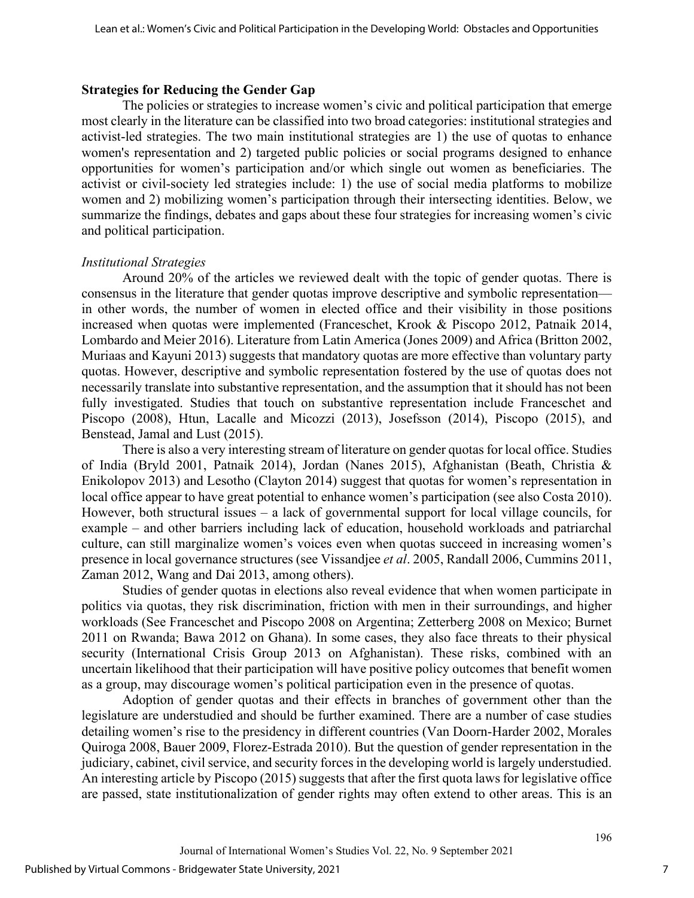**Strategies for Reducing the Gender Gap**

The policies or strategies to increase women's civic and political participation that emerge most clearly in the literature can be classified into two broad categories: institutional strategies and activist-led strategies. The two main institutional strategies are 1) the use of quotas to enhance women's representation and 2) targeted public policies or social programs designed to enhance opportunities for women's participation and/or which single out women as beneficiaries. The activist or civil-society led strategies include: 1) the use of social media platforms to mobilize women and 2) mobilizing women's participation through their intersecting identities. Below, we summarize the findings, debates and gaps about these four strategies for increasing women's civic and political participation.

*Institutional Strategies*

Around 20% of the articles we reviewed dealt with the topic of gender quotas. There is consensus in the literature that gender quotas improve descriptive and symbolic representation—in other words, the number of women in elected office and their visibility in those positions increased when quotas were implemented (Franceschet, Krook & Piscopo 2012, Patnaik 2014, Lombardo and Meier 2016). Literature from Latin America (Jones 2009) and Africa (Britton 2002, Muriaas and Kayuni 2013) suggests that mandatory quotas are more effective than voluntary party quotas. However, descriptive and symbolic representation fostered by the use of quotas does not necessarily translate into substantive representation, and the assumption that it should has not been fully investigated. Studies that touch on substantive representation include Franceschet and Piscopo (2008), Htun, Lacalle and Micozzi (2013), Josefsson (2014), Piscopo (2015), and Benstead, Jamal and Lust (2015).

There is also a very interesting stream of literature on gender quotas for local office. Studies of India (Bryld 2001, Patnaik 2014), Jordan (Nanes 2015), Afghanistan (Beath, Christia & Enikolopov 2013) and Lesotho (Clayton 2014) suggest that quotas for women's representation in local office appear to have great potential to enhance women's participation (see also Costa 2010). However, both structural issues – a lack of governmental support for local village councils, for example – and other barriers including lack of education, household workloads and patriarchal culture, can still marginalize women's voices even when quotas succeed in increasing women's presence in local governance structures (see Vissandjee *et al*. 2005, Randall 2006, Cummins 2011, Zaman 2012, Wang and Dai 2013, among others).

Studies of gender quotas in elections also reveal evidence that when women participate in politics via quotas, they risk discrimination, friction with men in their surroundings, and higher workloads (See Franceschet and Piscopo 2008 on Argentina; Zetterberg 2008 on Mexico; Burnet 2011 on Rwanda; Bawa 2012 on Ghana). In some cases, they also face threats to their physical security (International Crisis Group 2013 on Afghanistan). These risks, combined with an uncertain likelihood that their participation will have positive policy outcomes that benefit women as a group, may discourage women's political participation even in the presence of quotas.

Adoption of gender quotas and their effects in branches of government other than the legislature are understudied and should be further examined. There are a number of case studies detailing women's rise to the presidency in different countries (Van Doorn-Harder 2002, Morales Quiroga 2008, Bauer 2009, Florez-Estrada 2010). But the question of gender representation in the judiciary, cabinet, civil service, and security forces in the developing world is largely understudied. An interesting article by Piscopo (2015) suggests that after the first quota laws for legislative office are passed, state institutionalization of gender rights may often extend to other areas. This is an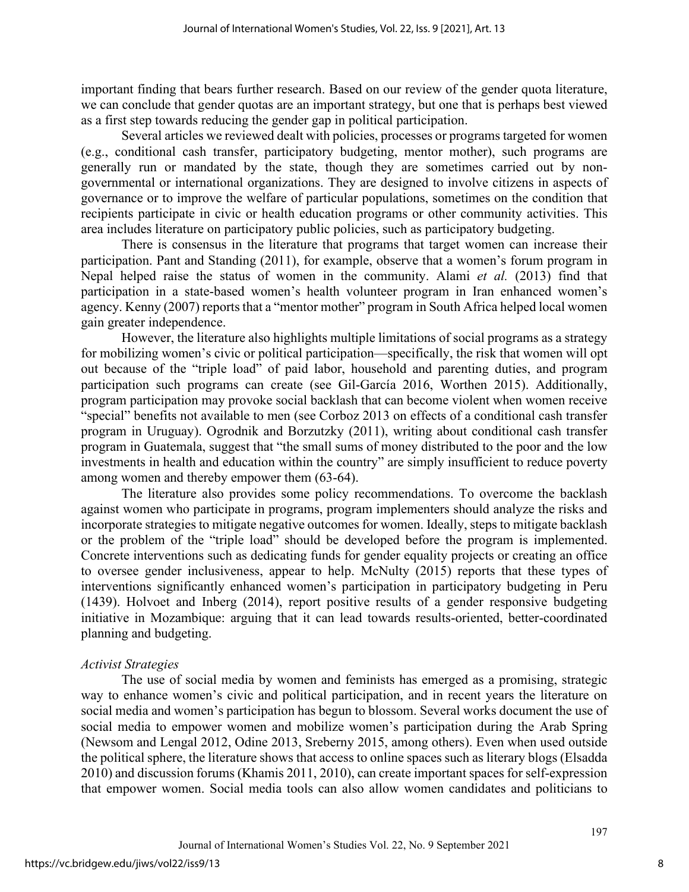important finding that bears further research. Based on our review of the gender quota literature, we can conclude that gender quotas are an important strategy, but one that is perhaps best viewed as a first step towards reducing the gender gap in political participation.

Several articles we reviewed dealt with policies, processes or programs targeted for women (e.g., conditional cash transfer, participatory budgeting, mentor mother), such programs are generally run or mandated by the state, though they are sometimes carried out by non-governmental or international organizations. They are designed to involve citizens in aspects of governance or to improve the welfare of particular populations, sometimes on the condition that recipients participate in civic or health education programs or other community activities. This area includes literature on participatory public policies, such as participatory budgeting.

There is consensus in the literature that programs that target women can increase their participation. Pant and Standing (2011), for example, observe that a women's forum program in Nepal helped raise the status of women in the community. Alami *et al.* (2013) find that participation in a state-based women's health volunteer program in Iran enhanced women's agency. Kenny (2007) reports that a "mentor mother" program in South Africa helped local women gain greater independence.

However, the literature also highlights multiple limitations of social programs as a strategy for mobilizing women's civic or political participation—specifically, the risk that women will opt out because of the "triple load" of paid labor, household and parenting duties, and program participation such programs can create (see Gil-García 2016, Worthen 2015). Additionally, program participation may provoke social backlash that can become violent when women receive "special" benefits not available to men (see Corboz 2013 on effects of a conditional cash transfer program in Uruguay). Ogrodnik and Borzutzky (2011), writing about conditional cash transfer program in Guatemala, suggest that "the small sums of money distributed to the poor and the low investments in health and education within the country" are simply insufficient to reduce poverty among women and thereby empower them (63-64).

The literature also provides some policy recommendations. To overcome the backlash against women who participate in programs, program implementers should analyze the risks and incorporate strategies to mitigate negative outcomes for women. Ideally, steps to mitigate backlash or the problem of the "triple load" should be developed before the program is implemented. Concrete interventions such as dedicating funds for gender equality projects or creating an office to oversee gender inclusiveness, appear to help. McNulty (2015) reports that these types of interventions significantly enhanced women's participation in participatory budgeting in Peru (1439). Holvoet and Inberg (2014), report positive results of a gender responsive budgeting initiative in Mozambique: arguing that it can lead towards results-oriented, better-coordinated planning and budgeting.

*Activist Strategies*

The use of social media by women and feminists has emerged as a promising, strategic way to enhance women's civic and political participation, and in recent years the literature on social media and women's participation has begun to blossom. Several works document the use of social media to empower women and mobilize women's participation during the Arab Spring (Newsom and Lengal 2012, Odine 2013, Sreberny 2015, among others). Even when used outside the political sphere, the literature shows that access to online spaces such as literary blogs (Elsadda 2010) and discussion forums (Khamis 2011, 2010), can create important spaces for self-expression that empower women. Social media tools can also allow women candidates and politicians to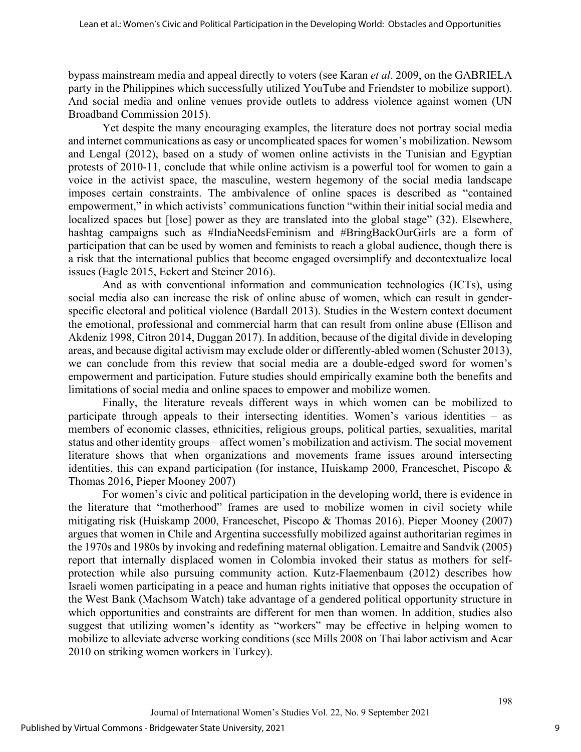bypass mainstream media and appeal directly to voters (see Karan *et al*. 2009, on the GABRIELA party in the Philippines which successfully utilized YouTube and Friendster to mobilize support). And social media and online venues provide outlets to address violence against women (UN Broadband Commission 2015).

Yet despite the many encouraging examples, the literature does not portray social media and internet communications as easy or uncomplicated spaces for women's mobilization. Newsom and Lengal (2012), based on a study of women online activists in the Tunisian and Egyptian protests of 2010-11, conclude that while online activism is a powerful tool for women to gain a voice in the activist space, the masculine, western hegemony of the social media landscape imposes certain constraints. The ambivalence of online spaces is described as "contained empowerment," in which activists' communications function "within their initial social media and localized spaces but [lose] power as they are translated into the global stage" (32). Elsewhere, hashtag campaigns such as #IndiaNeedsFeminism and #BringBackOurGirls are a form of participation that can be used by women and feminists to reach a global audience, though there is a risk that the international publics that become engaged oversimplify and decontextualize local issues (Eagle 2015, Eckert and Steiner 2016).

And as with conventional information and communication technologies (ICTs), using social media also can increase the risk of online abuse of women, which can result in gender-specific electoral and political violence (Bardall 2013). Studies in the Western context document the emotional, professional and commercial harm that can result from online abuse (Ellison and Akdeniz 1998, Citron 2014, Duggan 2017). In addition, because of the digital divide in developing areas, and because digital activism may exclude older or differently-abled women (Schuster 2013), we can conclude from this review that social media are a double-edged sword for women's empowerment and participation. Future studies should empirically examine both the benefits and limitations of social media and online spaces to empower and mobilize women.

Finally, the literature reveals different ways in which women can be mobilized to participate through appeals to their intersecting identities. Women's various identities – as members of economic classes, ethnicities, religious groups, political parties, sexualities, marital status and other identity groups – affect women's mobilization and activism. The social movement literature shows that when organizations and movements frame issues around intersecting identities, this can expand participation (for instance, Huiskamp 2000, Franceschet, Piscopo & Thomas 2016, Pieper Mooney 2007)

For women's civic and political participation in the developing world, there is evidence in the literature that "motherhood" frames are used to mobilize women in civil society while mitigating risk (Huiskamp 2000, Franceschet, Piscopo & Thomas 2016). Pieper Mooney (2007) argues that women in Chile and Argentina successfully mobilized against authoritarian regimes in the 1970s and 1980s by invoking and redefining maternal obligation. Lemaitre and Sandvik (2005) report that internally displaced women in Colombia invoked their status as mothers for self-protection while also pursuing community action. Kutz-Flaemenbaum (2012) describes how Israeli women participating in a peace and human rights initiative that opposes the occupation of the West Bank (Machsom Watch) take advantage of a gendered political opportunity structure in which opportunities and constraints are different for men than women. In addition, studies also suggest that utilizing women's identity as "workers" may be effective in helping women to mobilize to alleviate adverse working conditions (see Mills 2008 on Thai labor activism and Acar 2010 on striking women workers in Turkey).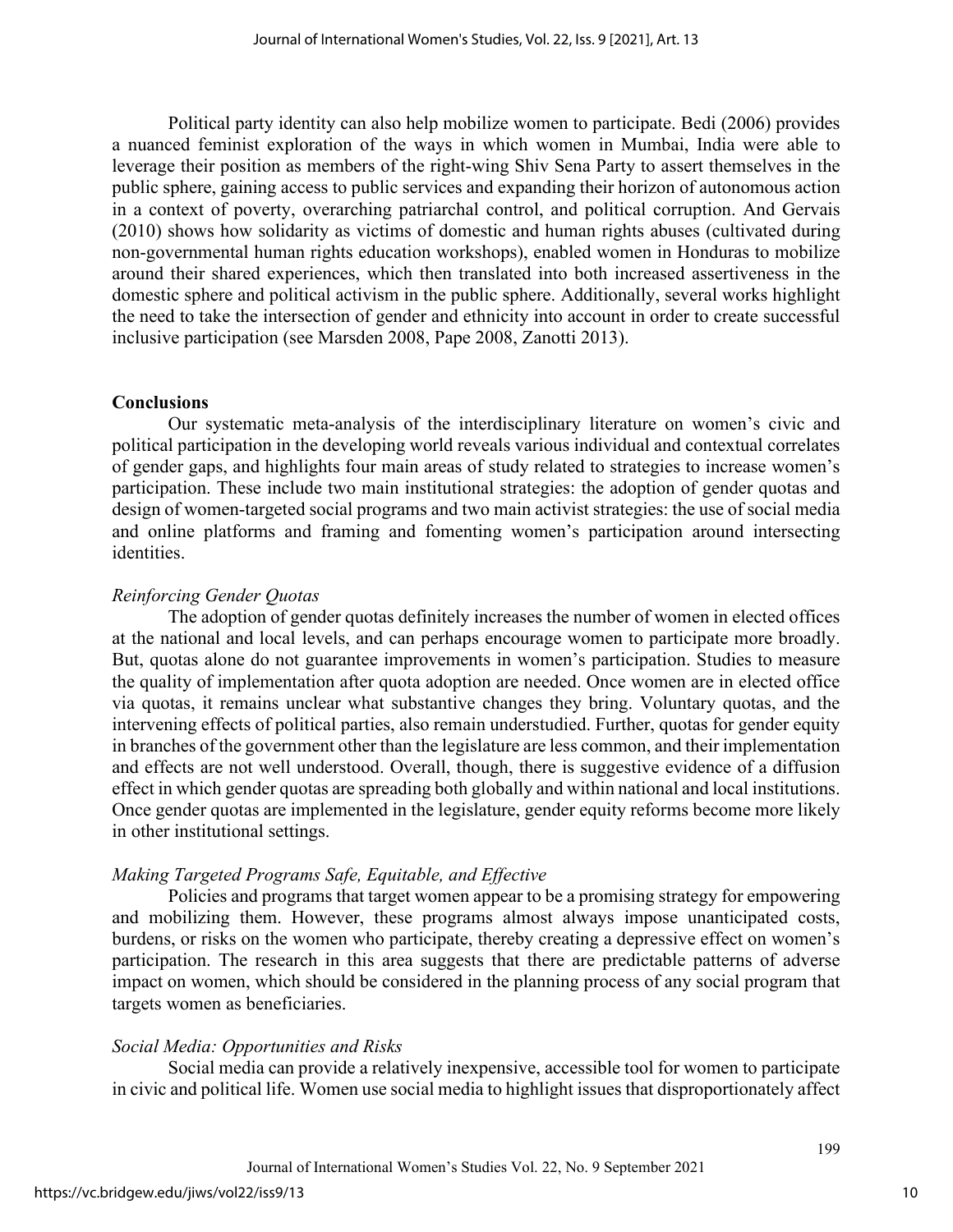Political party identity can also help mobilize women to participate. Bedi (2006) provides a nuanced feminist exploration of the ways in which women in Mumbai, India were able to leverage their position as members of the right-wing Shiv Sena Party to assert themselves in the public sphere, gaining access to public services and expanding their horizon of autonomous action in a context of poverty, overarching patriarchal control, and political corruption. And Gervais (2010) shows how solidarity as victims of domestic and human rights abuses (cultivated during non-governmental human rights education workshops), enabled women in Honduras to mobilize around their shared experiences, which then translated into both increased assertiveness in the domestic sphere and political activism in the public sphere. Additionally, several works highlight the need to take the intersection of gender and ethnicity into account in order to create successful inclusive participation (see Marsden 2008, Pape 2008, Zanotti 2013).

## Conclusions

Our systematic meta-analysis of the interdisciplinary literature on women's civic and political participation in the developing world reveals various individual and contextual correlates of gender gaps, and highlights four main areas of study related to strategies to increase women's participation. These include two main institutional strategies: the adoption of gender quotas and design of women-targeted social programs and two main activist strategies: the use of social media and online platforms and framing and fomenting women's participation around intersecting identities.

### *Reinforcing Gender Quotas*

The adoption of gender quotas definitely increases the number of women in elected offices at the national and local levels, and can perhaps encourage women to participate more broadly. But, quotas alone do not guarantee improvements in women's participation. Studies to measure the quality of implementation after quota adoption are needed. Once women are in elected office via quotas, it remains unclear what substantive changes they bring. Voluntary quotas, and the intervening effects of political parties, also remain understudied. Further, quotas for gender equity in branches of the government other than the legislature are less common, and their implementation and effects are not well understood. Overall, though, there is suggestive evidence of a diffusion effect in which gender quotas are spreading both globally and within national and local institutions. Once gender quotas are implemented in the legislature, gender equity reforms become more likely in other institutional settings.

### *Making Targeted Programs Safe, Equitable, and Effective*

Policies and programs that target women appear to be a promising strategy for empowering and mobilizing them. However, these programs almost always impose unanticipated costs, burdens, or risks on the women who participate, thereby creating a depressive effect on women's participation. The research in this area suggests that there are predictable patterns of adverse impact on women, which should be considered in the planning process of any social program that targets women as beneficiaries.

### *Social Media: Opportunities and Risks*

Social media can provide a relatively inexpensive, accessible tool for women to participate in civic and political life. Women use social media to highlight issues that disproportionately affect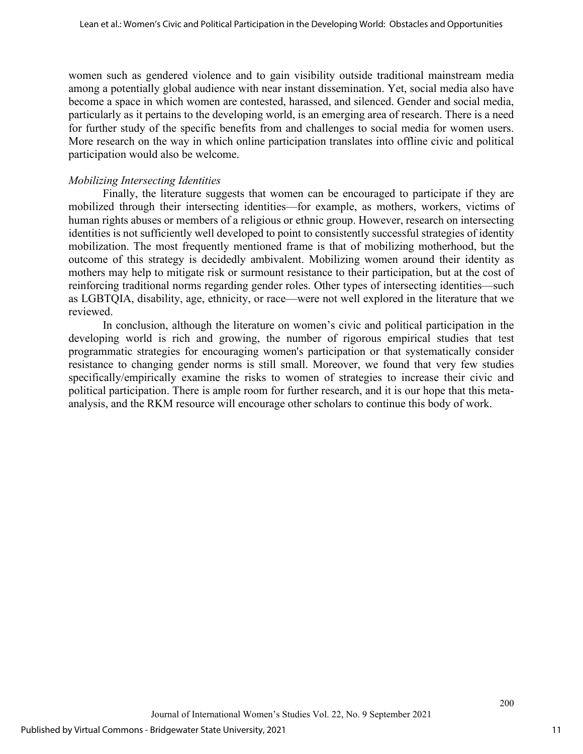women such as gendered violence and to gain visibility outside traditional mainstream media among a potentially global audience with near instant dissemination. Yet, social media also have become a space in which women are contested, harassed, and silenced. Gender and social media, particularly as it pertains to the developing world, is an emerging area of research. There is a need for further study of the specific benefits from and challenges to social media for women users. More research on the way in which online participation translates into offline civic and political participation would also be welcome.

*Mobilizing Intersecting Identities*

Finally, the literature suggests that women can be encouraged to participate if they are mobilized through their intersecting identities—for example, as mothers, workers, victims of human rights abuses or members of a religious or ethnic group. However, research on intersecting identities is not sufficiently well developed to point to consistently successful strategies of identity mobilization. The most frequently mentioned frame is that of mobilizing motherhood, but the outcome of this strategy is decidedly ambivalent. Mobilizing women around their identity as mothers may help to mitigate risk or surmount resistance to their participation, but at the cost of reinforcing traditional norms regarding gender roles. Other types of intersecting identities—such as LGBTQIA, disability, age, ethnicity, or race—were not well explored in the literature that we reviewed.

In conclusion, although the literature on women's civic and political participation in the developing world is rich and growing, the number of rigorous empirical studies that test programmatic strategies for encouraging women's participation or that systematically consider resistance to changing gender norms is still small. Moreover, we found that very few studies specifically/empirically examine the risks to women of strategies to increase their civic and political participation. There is ample room for further research, and it is our hope that this meta-analysis, and the RKM resource will encourage other scholars to continue this body of work.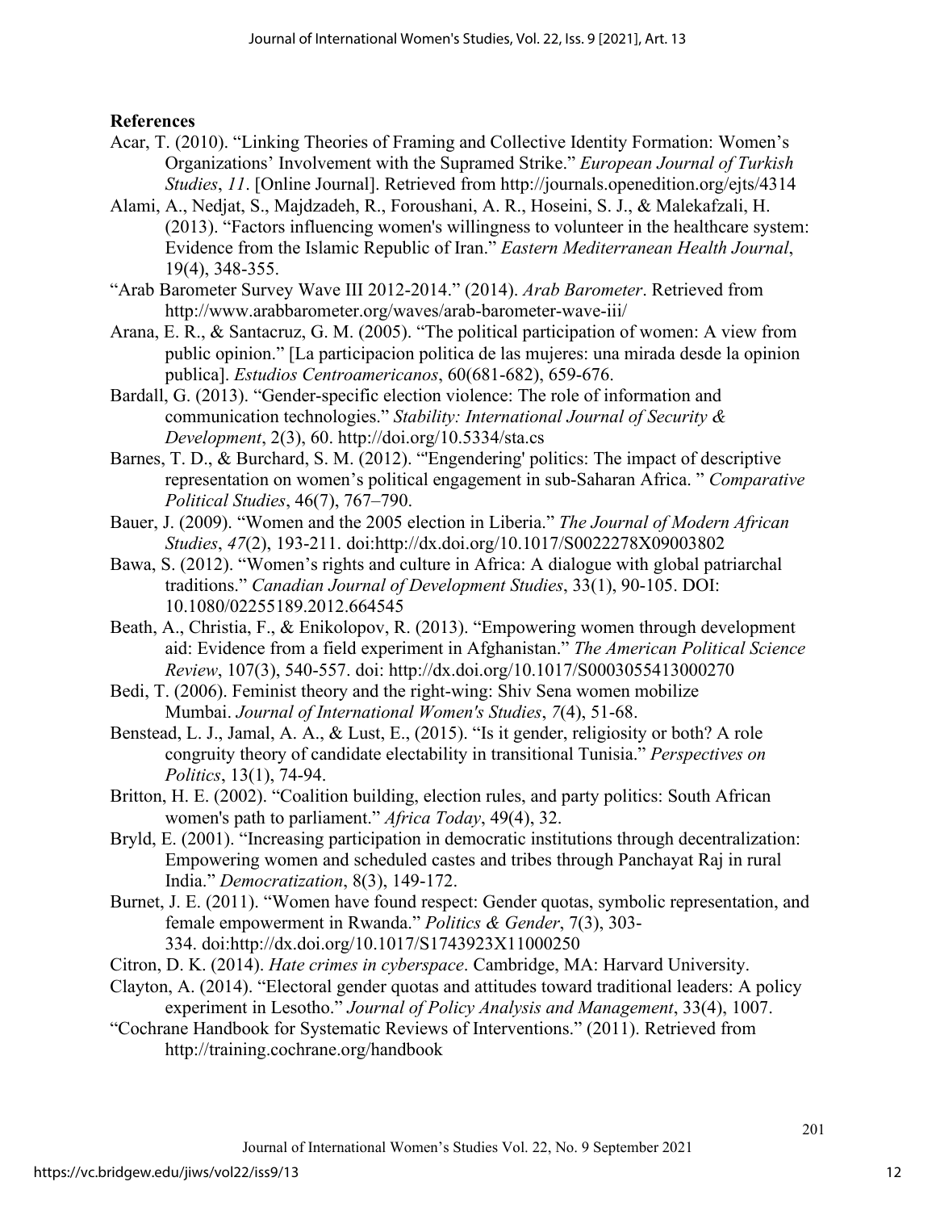**References**

Acar, T. (2010). "Linking Theories of Framing and Collective Identity Formation: Women's Organizations' Involvement with the Supramed Strike." *European Journal of Turkish Studies*, *11*. [Online Journal]. Retrieved from http://journals.openedition.org/ejts/4314

Alami, A., Nedjat, S., Majdzadeh, R., Foroushani, A. R., Hoseini, S. J., & Malekafzali, H. (2013). "Factors influencing women's willingness to volunteer in the healthcare system: Evidence from the Islamic Republic of Iran." *Eastern Mediterranean Health Journal*, 19(4), 348-355.

"Arab Barometer Survey Wave III 2012-2014." (2014). *Arab Barometer*. Retrieved from http://www.arabbarometer.org/waves/arab-barometer-wave-iii/

Arana, E. R., & Santacruz, G. M. (2005). "The political participation of women: A view from public opinion." [La participacion politica de las mujeres: una mirada desde la opinion publica]. *Estudios Centroamericanos*, 60(681-682), 659-676.

Bardall, G. (2013). "Gender-specific election violence: The role of information and communication technologies." *Stability: International Journal of Security & Development*, 2(3), 60. http://doi.org/10.5334/sta.cs

Barnes, T. D., & Burchard, S. M. (2012). "'Engendering' politics: The impact of descriptive representation on women's political engagement in sub-Saharan Africa. " *Comparative Political Studies*, 46(7), 767–790.

Bauer, J. (2009). "Women and the 2005 election in Liberia." *The Journal of Modern African Studies*, *47*(2), 193-211. doi:http://dx.doi.org/10.1017/S0022278X09003802

Bawa, S. (2012). "Women's rights and culture in Africa: A dialogue with global patriarchal traditions." *Canadian Journal of Development Studies*, 33(1), 90-105. DOI: 10.1080/02255189.2012.664545

Beath, A., Christia, F., & Enikolopov, R. (2013). "Empowering women through development aid: Evidence from a field experiment in Afghanistan." *The American Political Science Review*, 107(3), 540-557. doi: http://dx.doi.org/10.1017/S0003055413000270

Bedi, T. (2006). Feminist theory and the right-wing: Shiv Sena women mobilize Mumbai. *Journal of International Women's Studies*, *7*(4), 51-68.

Benstead, L. J., Jamal, A. A., & Lust, E., (2015). "Is it gender, religiosity or both? A role congruity theory of candidate electability in transitional Tunisia." *Perspectives on Politics*, 13(1), 74-94.

Britton, H. E. (2002). "Coalition building, election rules, and party politics: South African women's path to parliament." *Africa Today*, 49(4), 32.

Bryld, E. (2001). "Increasing participation in democratic institutions through decentralization: Empowering women and scheduled castes and tribes through Panchayat Raj in rural India." *Democratization*, 8(3), 149-172.

Burnet, J. E. (2011). "Women have found respect: Gender quotas, symbolic representation, and female empowerment in Rwanda." *Politics & Gender*, 7(3), 303-334. doi:http://dx.doi.org/10.1017/S1743923X11000250

Citron, D. K. (2014). *Hate crimes in cyberspace*. Cambridge, MA: Harvard University.

Clayton, A. (2014). "Electoral gender quotas and attitudes toward traditional leaders: A policy experiment in Lesotho." *Journal of Policy Analysis and Management*, 33(4), 1007.

"Cochrane Handbook for Systematic Reviews of Interventions." (2011). Retrieved from http://training.cochrane.org/handbook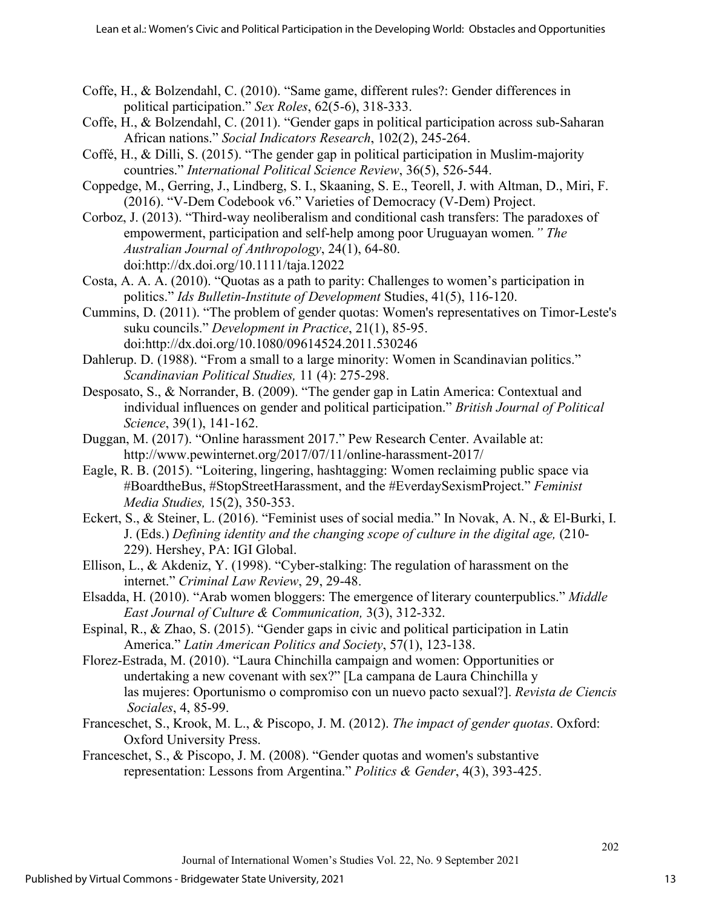Coffe, H., & Bolzendahl, C. (2010). “Same game, different rules?: Gender differences in political participation.” *Sex Roles*, 62(5-6), 318-333.

Coffe, H., & Bolzendahl, C. (2011). “Gender gaps in political participation across sub-Saharan African nations.” *Social Indicators Research*, 102(2), 245-264.

Coffé, H., & Dilli, S. (2015). “The gender gap in political participation in Muslim-majority countries.” *International Political Science Review*, 36(5), 526-544.

Coppedge, M., Gerring, J., Lindberg, S. I., Skaaning, S. E., Teorell, J. with Altman, D., Miri, F. (2016). “V-Dem Codebook v6.” Varieties of Democracy (V-Dem) Project.

Corboz, J. (2013). “Third-way neoliberalism and conditional cash transfers: The paradoxes of empowerment, participation and self-help among poor Uruguayan women*.” The Australian Journal of Anthropology*, 24(1), 64-80. doi:http://dx.doi.org/10.1111/taja.12022

Costa, A. A. A. (2010). “Quotas as a path to parity: Challenges to women’s participation in politics.” *Ids Bulletin-Institute of Development* Studies, 41(5), 116-120.

Cummins, D. (2011). “The problem of gender quotas: Women's representatives on Timor-Leste's suku councils.” *Development in Practice*, 21(1), 85-95. doi:http://dx.doi.org/10.1080/09614524.2011.530246

Dahlerup. D. (1988). “From a small to a large minority: Women in Scandinavian politics.” *Scandinavian Political Studies,* 11 (4): 275-298.

Desposato, S., & Norrander, B. (2009). “The gender gap in Latin America: Contextual and individual influences on gender and political participation.” *British Journal of Political Science*, 39(1), 141-162.

Duggan, M. (2017). “Online harassment 2017.” Pew Research Center. Available at: http://www.pewinternet.org/2017/07/11/online-harassment-2017/

Eagle, R. B. (2015). “Loitering, lingering, hashtagging: Women reclaiming public space via #BoardtheBus, #StopStreetHarassment, and the #EverdaySexismProject.” *Feminist Media Studies,* 15(2), 350-353.

Eckert, S., & Steiner, L. (2016). “Feminist uses of social media.” In Novak, A. N., & El-Burki, I. J. (Eds.) *Defining identity and the changing scope of culture in the digital age,* (210-229). Hershey, PA: IGI Global.

Ellison, L., & Akdeniz, Y. (1998). “Cyber-stalking: The regulation of harassment on the internet.” *Criminal Law Review*, 29, 29-48.

Elsadda, H. (2010). “Arab women bloggers: The emergence of literary counterpublics.” *Middle East Journal of Culture & Communication,* 3(3), 312-332.

Espinal, R., & Zhao, S. (2015). “Gender gaps in civic and political participation in Latin America.” *Latin American Politics and Society*, 57(1), 123-138.

Florez-Estrada, M. (2010). “Laura Chinchilla campaign and women: Opportunities or undertaking a new covenant with sex?” [La campana de Laura Chinchilla y las mujeres: Oportunismo o compromiso con un nuevo pacto sexual?]. *Revista de Ciencis Sociales*, 4, 85-99.

Franceschet, S., Krook, M. L., & Piscopo, J. M. (2012). *The impact of gender quotas*. Oxford: Oxford University Press.

Franceschet, S., & Piscopo, J. M. (2008). “Gender quotas and women's substantive representation: Lessons from Argentina.” *Politics & Gender*, 4(3), 393-425.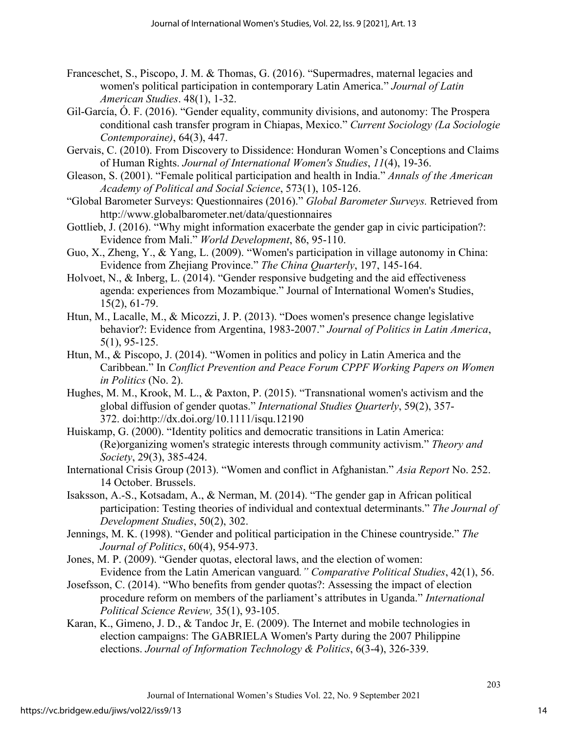Franceschet, S., Piscopo, J. M. & Thomas, G. (2016). "Supermadres, maternal legacies and women's political participation in contemporary Latin America." *Journal of Latin American Studies*. 48(1), 1-32.

Gil-García, Ó. F. (2016). "Gender equality, community divisions, and autonomy: The Prospera conditional cash transfer program in Chiapas, Mexico." *Current Sociology (La Sociologie Contemporaine)*, 64(3), 447.

Gervais, C. (2010). From Discovery to Dissidence: Honduran Women's Conceptions and Claims of Human Rights. *Journal of International Women's Studies*, *11*(4), 19-36.

Gleason, S. (2001). "Female political participation and health in India." *Annals of the American Academy of Political and Social Science*, 573(1), 105-126.

"Global Barometer Surveys: Questionnaires (2016)." *Global Barometer Surveys.* Retrieved from http://www.globalbarometer.net/data/questionnaires

Gottlieb, J. (2016). "Why might information exacerbate the gender gap in civic participation?: Evidence from Mali." *World Development*, 86, 95-110.

Guo, X., Zheng, Y., & Yang, L. (2009). "Women's participation in village autonomy in China: Evidence from Zhejiang Province." *The China Quarterly*, 197, 145-164.

Holvoet, N., & Inberg, L. (2014). "Gender responsive budgeting and the aid effectiveness agenda: experiences from Mozambique." Journal of International Women's Studies, 15(2), 61-79.

Htun, M., Lacalle, M., & Micozzi, J. P. (2013). "Does women's presence change legislative behavior?: Evidence from Argentina, 1983-2007." *Journal of Politics in Latin America*, 5(1), 95-125.

Htun, M., & Piscopo, J. (2014). "Women in politics and policy in Latin America and the Caribbean." In *Conflict Prevention and Peace Forum CPPF Working Papers on Women in Politics* (No. 2).

Hughes, M. M., Krook, M. L., & Paxton, P. (2015). "Transnational women's activism and the global diffusion of gender quotas." *International Studies Quarterly*, 59(2), 357-372. doi:http://dx.doi.org/10.1111/isqu.12190

Huiskamp, G. (2000). "Identity politics and democratic transitions in Latin America: (Re)organizing women's strategic interests through community activism." *Theory and Society*, 29(3), 385-424.

International Crisis Group (2013). "Women and conflict in Afghanistan." *Asia Report* No. 252. 14 October. Brussels.

Isaksson, A.-S., Kotsadam, A., & Nerman, M. (2014). "The gender gap in African political participation: Testing theories of individual and contextual determinants." *The Journal of Development Studies*, 50(2), 302.

Jennings, M. K. (1998). "Gender and political participation in the Chinese countryside." *The Journal of Politics*, 60(4), 954-973.

Jones, M. P. (2009). "Gender quotas, electoral laws, and the election of women: Evidence from the Latin American vanguard*." Comparative Political Studies*, 42(1), 56.

Josefsson, C. (2014). "Who benefits from gender quotas?: Assessing the impact of election procedure reform on members of the parliament's attributes in Uganda." *International Political Science Review,* 35(1), 93-105.

Karan, K., Gimeno, J. D., & Tandoc Jr, E. (2009). The Internet and mobile technologies in election campaigns: The GABRIELA Women's Party during the 2007 Philippine elections. *Journal of Information Technology & Politics*, 6(3-4), 326-339.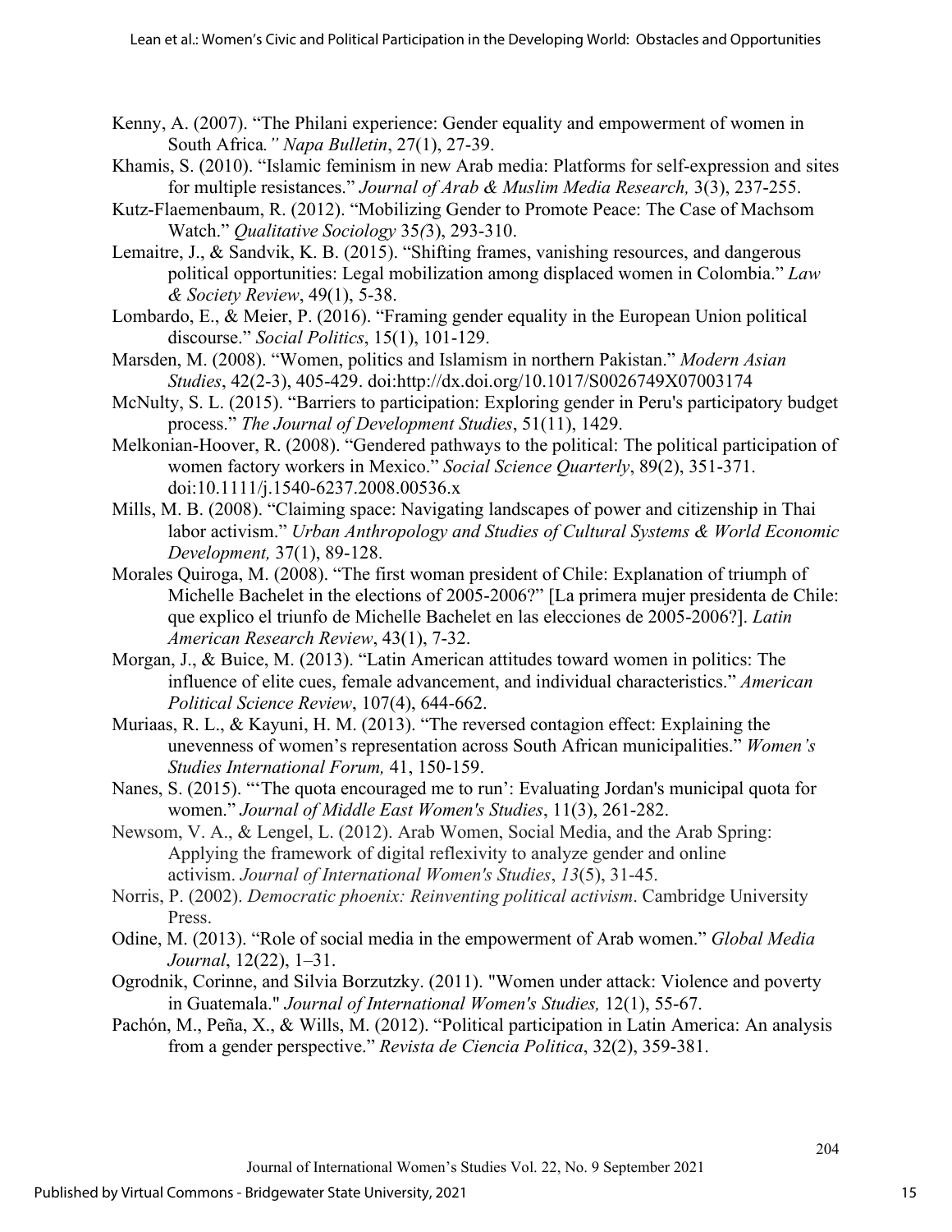Kenny, A. (2007). "The Philani experience: Gender equality and empowerment of women in South Africa*." Napa Bulletin*, 27(1), 27-39.

Khamis, S. (2010). "Islamic feminism in new Arab media: Platforms for self-expression and sites for multiple resistances." *Journal of Arab & Muslim Media Research,* 3(3), 237-255.

Kutz-Flaemenbaum, R. (2012). "Mobilizing Gender to Promote Peace: The Case of Machsom Watch." *Qualitative Sociology* 35*(*3), 293-310.

Lemaitre, J., & Sandvik, K. B. (2015). "Shifting frames, vanishing resources, and dangerous political opportunities: Legal mobilization among displaced women in Colombia." *Law & Society Review*, 49(1), 5-38.

Lombardo, E., & Meier, P. (2016). "Framing gender equality in the European Union political discourse." *Social Politics*, 15(1), 101-129.

Marsden, M. (2008). "Women, politics and Islamism in northern Pakistan." *Modern Asian Studies*, 42(2-3), 405-429. doi:http://dx.doi.org/10.1017/S0026749X07003174

McNulty, S. L. (2015). "Barriers to participation: Exploring gender in Peru's participatory budget process." *The Journal of Development Studies*, 51(11), 1429.

Melkonian-Hoover, R. (2008). "Gendered pathways to the political: The political participation of women factory workers in Mexico." *Social Science Quarterly*, 89(2), 351-371. doi:10.1111/j.1540-6237.2008.00536.x

Mills, M. B. (2008). "Claiming space: Navigating landscapes of power and citizenship in Thai labor activism." *Urban Anthropology and Studies of Cultural Systems & World Economic Development,* 37(1), 89-128.

Morales Quiroga, M. (2008). "The first woman president of Chile: Explanation of triumph of Michelle Bachelet in the elections of 2005-2006?" [La primera mujer presidenta de Chile: que explico el triunfo de Michelle Bachelet en las elecciones de 2005-2006?]. *Latin American Research Review*, 43(1), 7-32.

Morgan, J., & Buice, M. (2013). "Latin American attitudes toward women in politics: The influence of elite cues, female advancement, and individual characteristics." *American Political Science Review*, 107(4), 644-662.

Muriaas, R. L., & Kayuni, H. M. (2013). "The reversed contagion effect: Explaining the unevenness of women's representation across South African municipalities." *Women's Studies International Forum,* 41, 150-159.

Nanes, S. (2015). "'The quota encouraged me to run': Evaluating Jordan's municipal quota for women." *Journal of Middle East Women's Studies*, 11(3), 261-282.

Newsom, V. A., & Lengel, L. (2012). Arab Women, Social Media, and the Arab Spring: Applying the framework of digital reflexivity to analyze gender and online activism. *Journal of International Women's Studies*, *13*(5), 31-45.

Norris, P. (2002). *Democratic phoenix: Reinventing political activism*. Cambridge University Press.

Odine, M. (2013). "Role of social media in the empowerment of Arab women." *Global Media Journal*, 12(22), 1–31.

Ogrodnik, Corinne, and Silvia Borzutzky. (2011). "Women under attack: Violence and poverty in Guatemala." *Journal of International Women's Studies,* 12(1), 55-67.

Pachón, M., Peña, X., & Wills, M. (2012). "Political participation in Latin America: An analysis from a gender perspective." *Revista de Ciencia Politica*, 32(2), 359-381.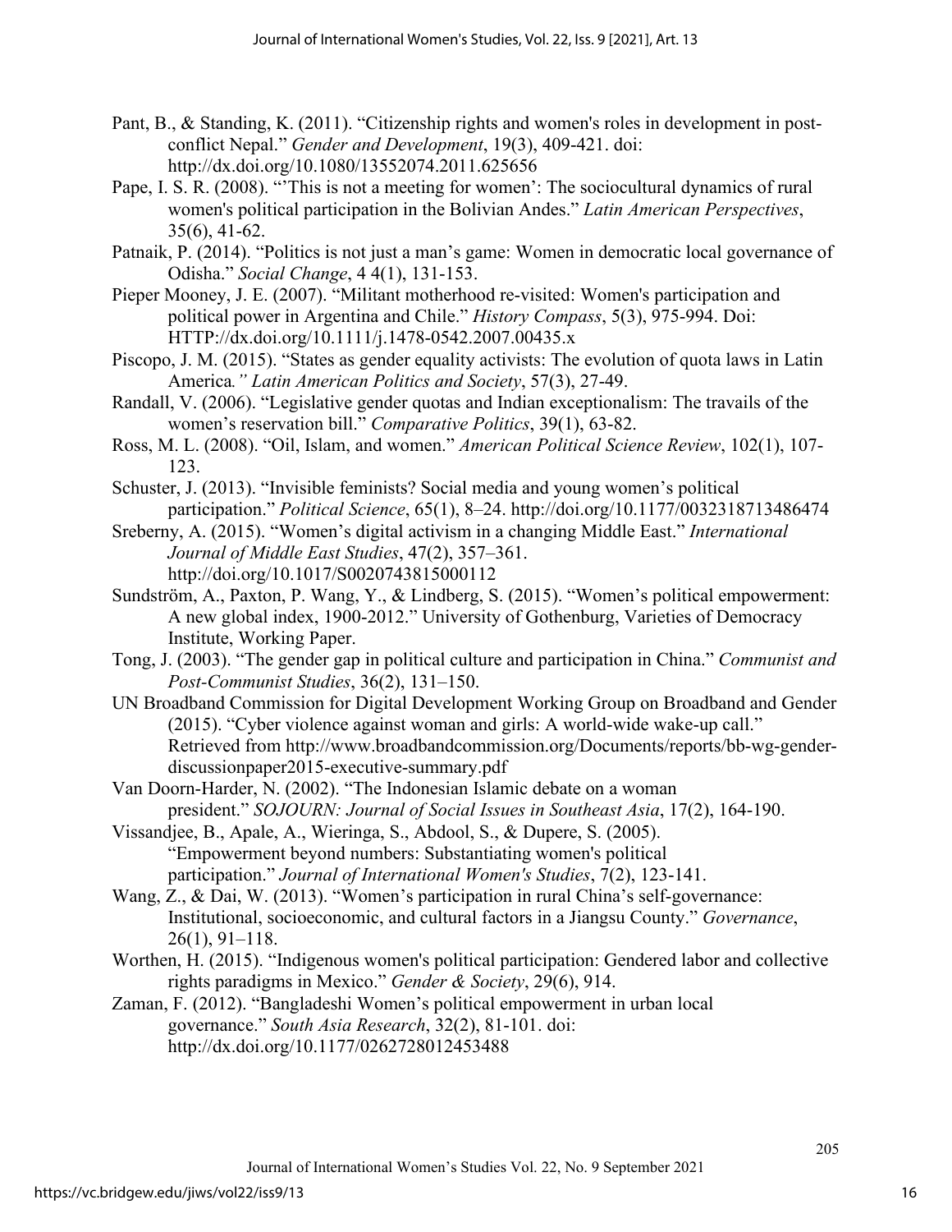Pant, B., & Standing, K. (2011). “Citizenship rights and women's roles in development in post-conflict Nepal.” *Gender and Development*, 19(3), 409-421. doi: http://dx.doi.org/10.1080/13552074.2011.625656

Pape, I. S. R. (2008). “’This is not a meeting for women’: The sociocultural dynamics of rural women's political participation in the Bolivian Andes.” *Latin American Perspectives*, 35(6), 41-62.

Patnaik, P. (2014). “Politics is not just a man’s game: Women in democratic local governance of Odisha.” *Social Change*, 4 4(1), 131-153.

Pieper Mooney, J. E. (2007). “Militant motherhood re-visited: Women's participation and political power in Argentina and Chile.” *History Compass*, 5(3), 975-994. Doi: HTTP://dx.doi.org/10.1111/j.1478-0542.2007.00435.x

Piscopo, J. M. (2015). “States as gender equality activists: The evolution of quota laws in Latin America*.” Latin American Politics and Society*, 57(3), 27-49.

Randall, V. (2006). “Legislative gender quotas and Indian exceptionalism: The travails of the women’s reservation bill.” *Comparative Politics*, 39(1), 63-82.

Ross, M. L. (2008). “Oil, Islam, and women.” *American Political Science Review*, 102(1), 107-123.

Schuster, J. (2013). “Invisible feminists? Social media and young women’s political participation.” *Political Science*, 65(1), 8–24. http://doi.org/10.1177/0032318713486474

Sreberny, A. (2015). “Women’s digital activism in a changing Middle East.” *International Journal of Middle East Studies*, 47(2), 357–361. http://doi.org/10.1017/S0020743815000112

Sundström, A., Paxton, P. Wang, Y., & Lindberg, S. (2015). “Women’s political empowerment: A new global index, 1900-2012.” University of Gothenburg, Varieties of Democracy Institute, Working Paper.

Tong, J. (2003). “The gender gap in political culture and participation in China.” *Communist and Post-Communist Studies*, 36(2), 131–150.

UN Broadband Commission for Digital Development Working Group on Broadband and Gender (2015). “Cyber violence against woman and girls: A world-wide wake-up call.” Retrieved from http://www.broadbandcommission.org/Documents/reports/bb-wg-gender-discussionpaper2015-executive-summary.pdf

Van Doorn-Harder, N. (2002). “The Indonesian Islamic debate on a woman president.” *SOJOURN: Journal of Social Issues in Southeast Asia*, 17(2), 164-190.

Vissandjee, B., Apale, A., Wieringa, S., Abdool, S., & Dupere, S. (2005). “Empowerment beyond numbers: Substantiating women's political participation.” *Journal of International Women's Studies*, 7(2), 123-141.

Wang, Z., & Dai, W. (2013). “Women’s participation in rural China’s self-governance: Institutional, socioeconomic, and cultural factors in a Jiangsu County.” *Governance*, 26(1), 91–118.

Worthen, H. (2015). “Indigenous women's political participation: Gendered labor and collective rights paradigms in Mexico.” *Gender & Society*, 29(6), 914.

Zaman, F. (2012). “Bangladeshi Women’s political empowerment in urban local governance.” *South Asia Research*, 32(2), 81-101. doi: http://dx.doi.org/10.1177/0262728012453488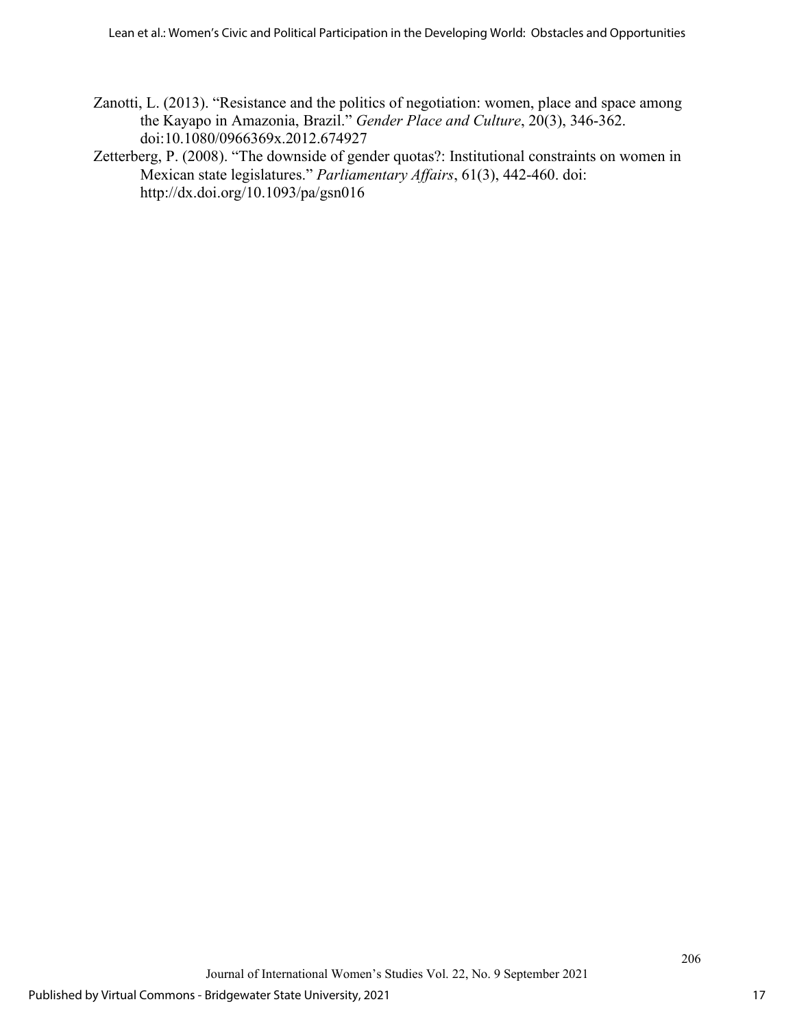Zanotti, L. (2013). "Resistance and the politics of negotiation: women, place and space among the Kayapo in Amazonia, Brazil." *Gender Place and Culture*, 20(3), 346-362. doi:10.1080/0966369x.2012.674927

Zetterberg, P. (2008). "The downside of gender quotas?: Institutional constraints on women in Mexican state legislatures." *Parliamentary Affairs*, 61(3), 442-460. doi: http://dx.doi.org/10.1093/pa/gsn016